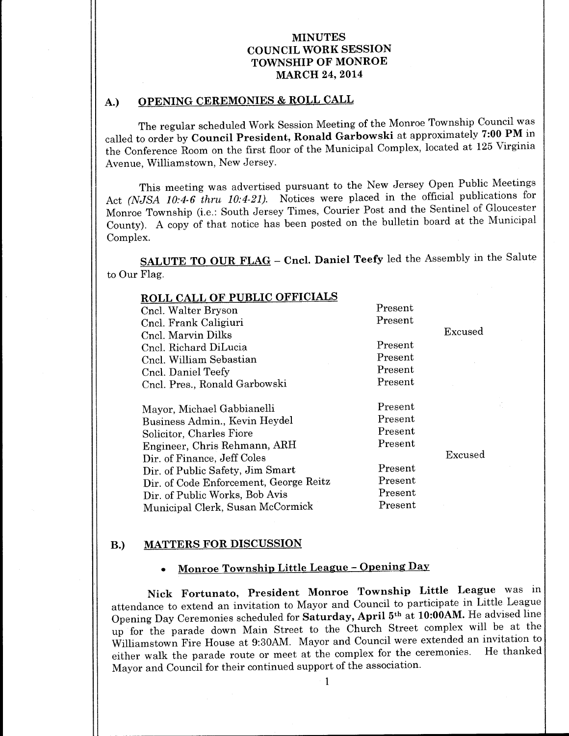# MINUTES
# COUNCIL WORK SESSION
# TOWNSHIP OF MONROE
# MARCH 24, 2014

## A.) OPENING CEREMONIES & ROLL CALL

The regular scheduled Work Session Meeting of the Monroe Township Council was called to order by **Council President, Ronald Garbowski** at approximately **7:00 PM** in the Conference Room on the first floor of the Municipal Complex, located at 125 Virginia Avenue, Williamstown, New Jersey.

This meeting was advertised pursuant to the New Jersey Open Public Meetings Act *(NJSA 10:4-6 thru 10:4-21)*. Notices were placed in the official publications for Monroe Township (i.e.: South Jersey Times, Courier Post and the Sentinel of Gloucester County). A copy of that notice has been posted on the bulletin board at the Municipal Complex.

**SALUTE TO OUR FLAG** – **Cncl. Daniel Teefy** led the Assembly in the Salute to Our Flag.

**ROLL CALL OF PUBLIC OFFICIALS**

| | | |
|---|---|---|
| Cncl. Walter Bryson | Present | |
| Cncl. Frank Caligiuri | Present | |
| Cncl. Marvin Dilks | | Excused |
| Cncl. Richard DiLucia | Present | |
| Cncl. William Sebastian | Present | |
| Cncl. Daniel Teefy | Present | |
| Cncl. Pres., Ronald Garbowski | Present | |
| | | |
| Mayor, Michael Gabbianelli | Present | |
| Business Admin., Kevin Heydel | Present | |
| Solicitor, Charles Fiore | Present | |
| Engineer, Chris Rehmann, ARH | Present | |
| Dir. of Finance, Jeff Coles | | Excused |
| Dir. of Public Safety, Jim Smart | Present | |
| Dir. of Code Enforcement, George Reitz | Present | |
| Dir. of Public Works, Bob Avis | Present | |
| Municipal Clerk, Susan McCormick | Present | |

## B.) MATTERS FOR DISCUSSION

- **Monroe Township Little League – Opening Day**

**Nick Fortunato, President Monroe Township Little League** was in attendance to extend an invitation to Mayor and Council to participate in Little League Opening Day Ceremonies scheduled for **Saturday, April 5th at 10:00AM.** He advised line up for the parade down Main Street to the Church Street complex will be at the Williamstown Fire House at 9:30AM. Mayor and Council were extended an invitation to either walk the parade route or meet at the complex for the ceremonies. He thanked Mayor and Council for their continued support of the association.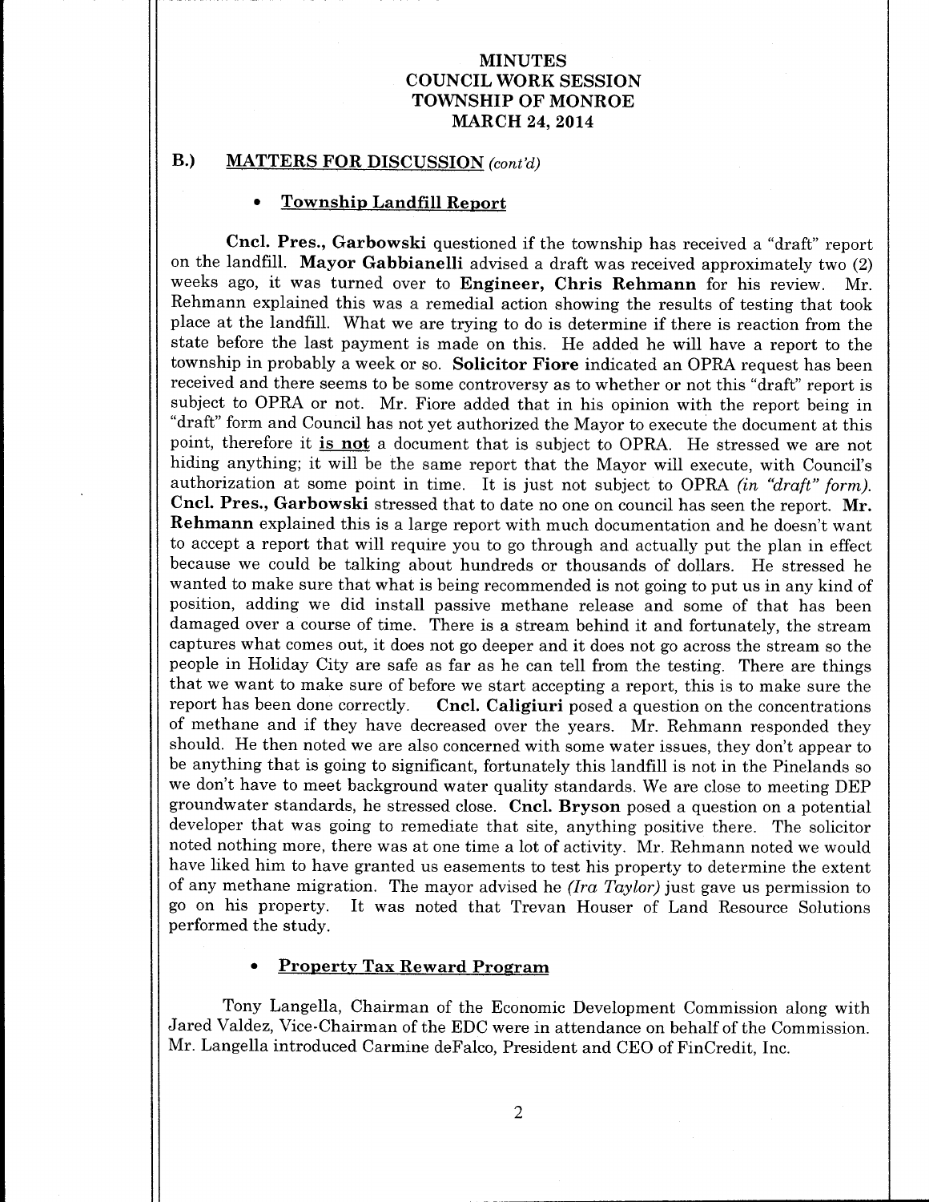# MINUTES
# COUNCIL WORK SESSION
# TOWNSHIP OF MONROE
# MARCH 24, 2014

## B.) MATTERS FOR DISCUSSION *(cont'd)*

- **Township Landfill Report**

**Cncl. Pres., Garbowski** questioned if the township has received a "draft" report on the landfill. **Mayor Gabbianelli** advised a draft was received approximately two (2) weeks ago, it was turned over to **Engineer, Chris Rehmann** for his review. Mr. Rehmann explained this was a remedial action showing the results of testing that took place at the landfill. What we are trying to do is determine if there is reaction from the state before the last payment is made on this. He added he will have a report to the township in probably a week or so. **Solicitor Fiore** indicated an OPRA request has been received and there seems to be some controversy as to whether or not this "draft" report is subject to OPRA or not. Mr. Fiore added that in his opinion with the report being in "draft" form and Council has not yet authorized the Mayor to execute the document at this point, therefore it **is not** a document that is subject to OPRA. He stressed we are not hiding anything; it will be the same report that the Mayor will execute, with Council's authorization at some point in time. It is just not subject to OPRA *(in "draft" form).* **Cncl. Pres., Garbowski** stressed that to date no one on council has seen the report. **Mr. Rehmann** explained this is a large report with much documentation and he doesn't want to accept a report that will require you to go through and actually put the plan in effect because we could be talking about hundreds or thousands of dollars. He stressed he wanted to make sure that what is being recommended is not going to put us in any kind of position, adding we did install passive methane release and some of that has been damaged over a course of time. There is a stream behind it and fortunately, the stream captures what comes out, it does not go deeper and it does not go across the stream so the people in Holiday City are safe as far as he can tell from the testing. There are things that we want to make sure of before we start accepting a report, this is to make sure the report has been done correctly. **Cncl. Caligiuri** posed a question on the concentrations of methane and if they have decreased over the years. Mr. Rehmann responded they should. He then noted we are also concerned with some water issues, they don't appear to be anything that is going to significant, fortunately this landfill is not in the Pinelands so we don't have to meet background water quality standards. We are close to meeting DEP groundwater standards, he stressed close. **Cncl. Bryson** posed a question on a potential developer that was going to remediate that site, anything positive there. The solicitor noted nothing more, there was at one time a lot of activity. Mr. Rehmann noted we would have liked him to have granted us easements to test his property to determine the extent of any methane migration. The mayor advised he *(Ira Taylor)* just gave us permission to go on his property. It was noted that Trevan Houser of Land Resource Solutions performed the study.

- **Property Tax Reward Program**

Tony Langella, Chairman of the Economic Development Commission along with Jared Valdez, Vice-Chairman of the EDC were in attendance on behalf of the Commission. Mr. Langella introduced Carmine deFalco, President and CEO of FinCredit, Inc.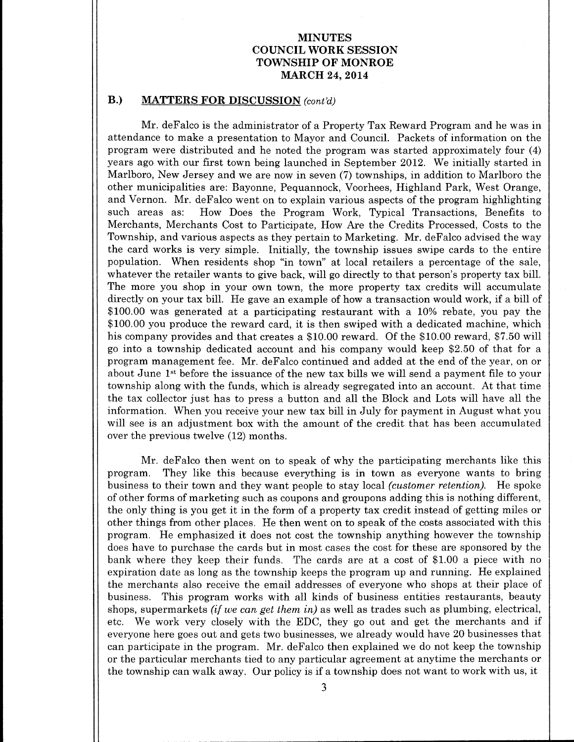# MINUTES
# COUNCIL WORK SESSION
# TOWNSHIP OF MONROE
# MARCH 24, 2014

## B.) MATTERS FOR DISCUSSION *(cont'd)*

Mr. deFalco is the administrator of a Property Tax Reward Program and he was in attendance to make a presentation to Mayor and Council. Packets of information on the program were distributed and he noted the program was started approximately four (4) years ago with our first town being launched in September 2012. We initially started in Marlboro, New Jersey and we are now in seven (7) townships, in addition to Marlboro the other municipalities are: Bayonne, Pequannock, Voorhees, Highland Park, West Orange, and Vernon. Mr. deFalco went on to explain various aspects of the program highlighting such areas as: How Does the Program Work, Typical Transactions, Benefits to Merchants, Merchants Cost to Participate, How Are the Credits Processed, Costs to the Township, and various aspects as they pertain to Marketing. Mr. deFalco advised the way the card works is very simple. Initially, the township issues swipe cards to the entire population. When residents shop "in town" at local retailers a percentage of the sale, whatever the retailer wants to give back, will go directly to that person's property tax bill. The more you shop in your own town, the more property tax credits will accumulate directly on your tax bill. He gave an example of how a transaction would work, if a bill of $100.00 was generated at a participating restaurant with a 10% rebate, you pay the $100.00 you produce the reward card, it is then swiped with a dedicated machine, which his company provides and that creates a $10.00 reward. Of the $10.00 reward, $7.50 will go into a township dedicated account and his company would keep $2.50 of that for a program management fee. Mr. deFalco continued and added at the end of the year, on or about June 1st before the issuance of the new tax bills we will send a payment file to your township along with the funds, which is already segregated into an account. At that time the tax collector just has to press a button and all the Block and Lots will have all the information. When you receive your new tax bill in July for payment in August what you will see is an adjustment box with the amount of the credit that has been accumulated over the previous twelve (12) months.

Mr. deFalco then went on to speak of why the participating merchants like this program. They like this because everything is in town as everyone wants to bring business to their town and they want people to stay local *(customer retention)*. He spoke of other forms of marketing such as coupons and groupons adding this is nothing different, the only thing is you get it in the form of a property tax credit instead of getting miles or other things from other places. He then went on to speak of the costs associated with this program. He emphasized it does not cost the township anything however the township does have to purchase the cards but in most cases the cost for these are sponsored by the bank where they keep their funds. The cards are at a cost of $1.00 a piece with no expiration date as long as the township keeps the program up and running. He explained the merchants also receive the email addresses of everyone who shops at their place of business. This program works with all kinds of business entities restaurants, beauty shops, supermarkets *(if we can get them in)* as well as trades such as plumbing, electrical, etc. We work very closely with the EDC, they go out and get the merchants and if everyone here goes out and gets two businesses, we already would have 20 businesses that can participate in the program. Mr. deFalco then explained we do not keep the township or the particular merchants tied to any particular agreement at anytime the merchants or the township can walk away. Our policy is if a township does not want to work with us, it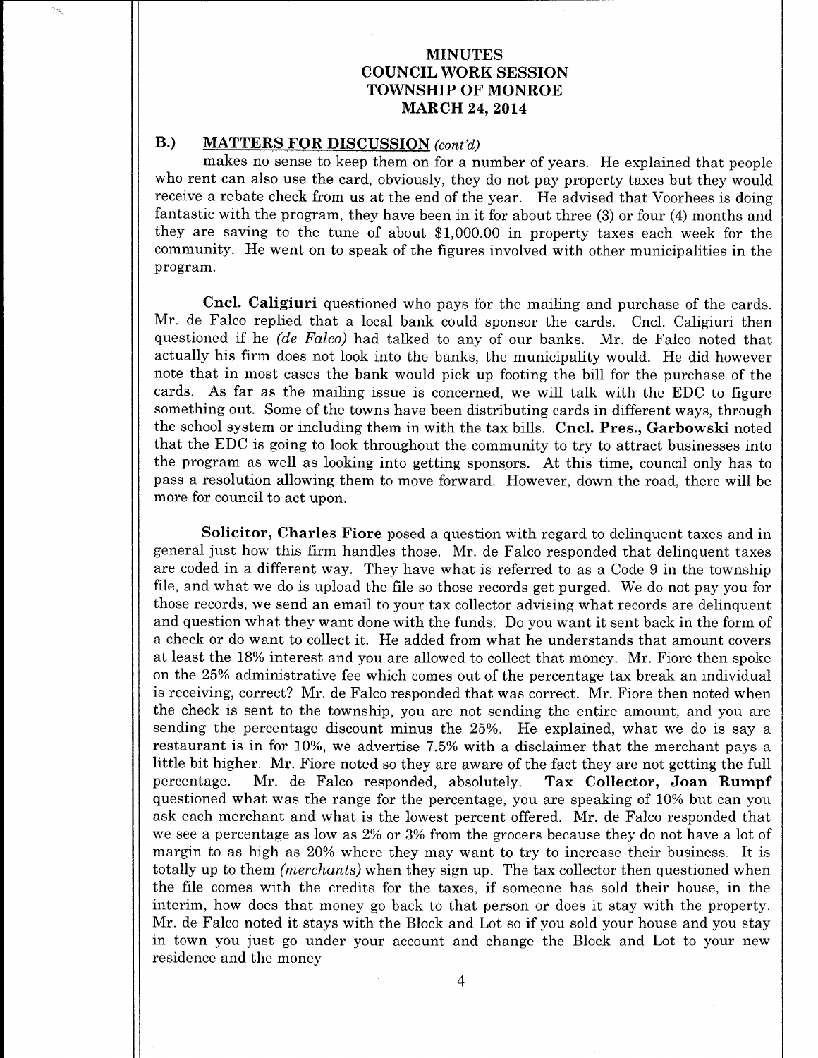**MINUTES**
**COUNCIL WORK SESSION**
**TOWNSHIP OF MONROE**
**MARCH 24, 2014**

## B.) MATTERS FOR DISCUSSION *(cont'd)*

makes no sense to keep them on for a number of years. He explained that people who rent can also use the card, obviously, they do not pay property taxes but they would receive a rebate check from us at the end of the year. He advised that Voorhees is doing fantastic with the program, they have been in it for about three (3) or four (4) months and they are saving to the tune of about $1,000.00 in property taxes each week for the community. He went on to speak of the figures involved with other municipalities in the program.

**Cncl. Caligiuri** questioned who pays for the mailing and purchase of the cards. Mr. de Falco replied that a local bank could sponsor the cards. Cncl. Caligiuri then questioned if he *(de Falco)* had talked to any of our banks. Mr. de Falco noted that actually his firm does not look into the banks, the municipality would. He did however note that in most cases the bank would pick up footing the bill for the purchase of the cards. As far as the mailing issue is concerned, we will talk with the EDC to figure something out. Some of the towns have been distributing cards in different ways, through the school system or including them in with the tax bills. **Cncl. Pres., Garbowski** noted that the EDC is going to look throughout the community to try to attract businesses into the program as well as looking into getting sponsors. At this time, council only has to pass a resolution allowing them to move forward. However, down the road, there will be more for council to act upon.

**Solicitor, Charles Fiore** posed a question with regard to delinquent taxes and in general just how this firm handles those. Mr. de Falco responded that delinquent taxes are coded in a different way. They have what is referred to as a Code 9 in the township file, and what we do is upload the file so those records get purged. We do not pay you for those records, we send an email to your tax collector advising what records are delinquent and question what they want done with the funds. Do you want it sent back in the form of a check or do want to collect it. He added from what he understands that amount covers at least the 18% interest and you are allowed to collect that money. Mr. Fiore then spoke on the 25% administrative fee which comes out of the percentage tax break an individual is receiving, correct? Mr. de Falco responded that was correct. Mr. Fiore then noted when the check is sent to the township, you are not sending the entire amount, and you are sending the percentage discount minus the 25%. He explained, what we do is say a restaurant is in for 10%, we advertise 7.5% with a disclaimer that the merchant pays a little bit higher. Mr. Fiore noted so they are aware of the fact they are not getting the full percentage. Mr. de Falco responded, absolutely. **Tax Collector, Joan Rumpf** questioned what was the range for the percentage, you are speaking of 10% but can you ask each merchant and what is the lowest percent offered. Mr. de Falco responded that we see a percentage as low as 2% or 3% from the grocers because they do not have a lot of margin to as high as 20% where they may want to try to increase their business. It is totally up to them *(merchants)* when they sign up. The tax collector then questioned when the file comes with the credits for the taxes, if someone has sold their house, in the interim, how does that money go back to that person or does it stay with the property. Mr. de Falco noted it stays with the Block and Lot so if you sold your house and you stay in town you just go under your account and change the Block and Lot to your new residence and the money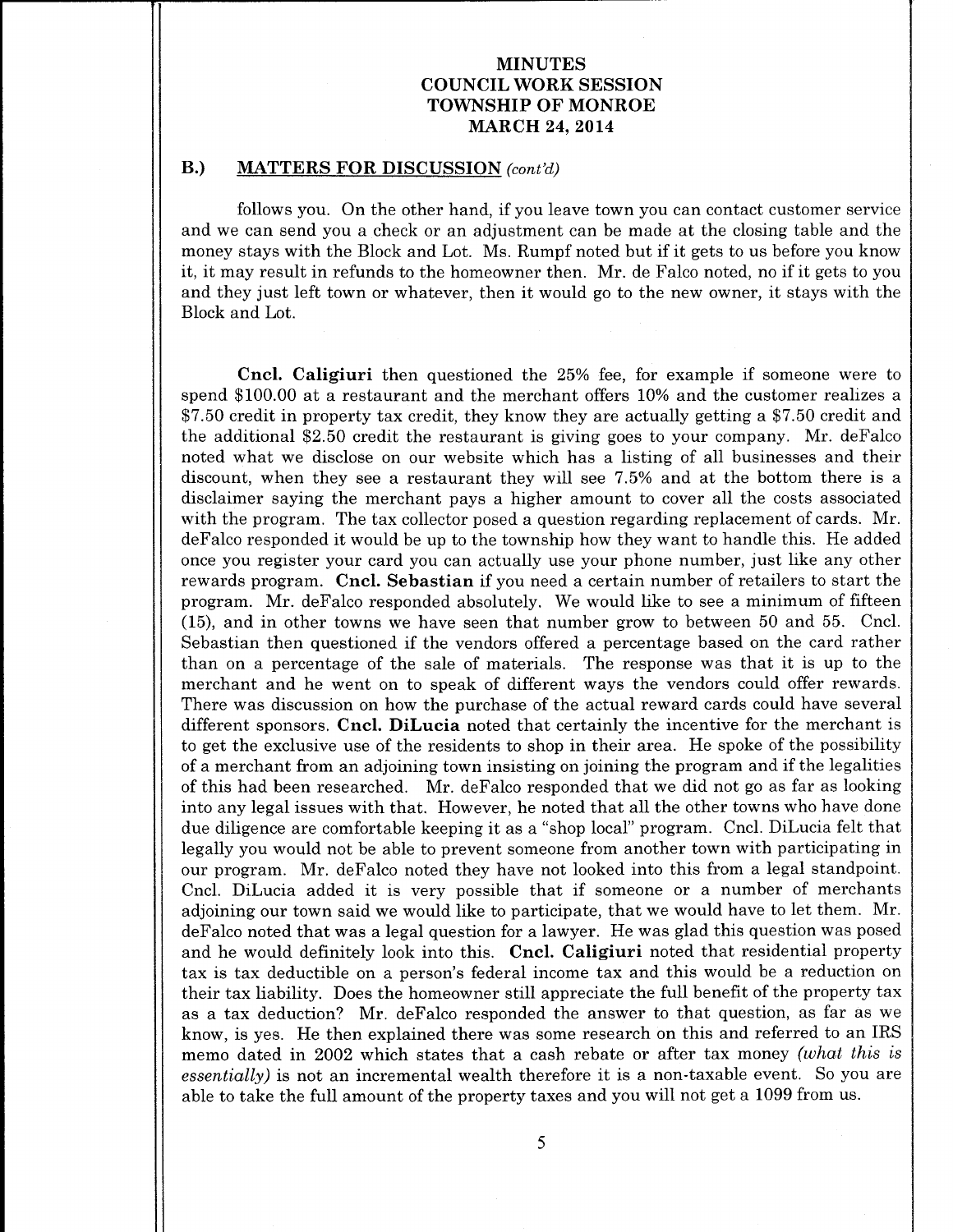**B.) MATTERS FOR DISCUSSION** *(cont'd)*

follows you. On the other hand, if you leave town you can contact customer service and we can send you a check or an adjustment can be made at the closing table and the money stays with the Block and Lot. Ms. Rumpf noted but if it gets to us before you know it, it may result in refunds to the homeowner then. Mr. de Falco noted, no if it gets to you and they just left town or whatever, then it would go to the new owner, it stays with the Block and Lot.

**Cncl. Caligiuri** then questioned the 25% fee, for example if someone were to spend \$100.00 at a restaurant and the merchant offers 10% and the customer realizes a \$7.50 credit in property tax credit, they know they are actually getting a \$7.50 credit and the additional \$2.50 credit the restaurant is giving goes to your company. Mr. deFalco noted what we disclose on our website which has a listing of all businesses and their discount, when they see a restaurant they will see 7.5% and at the bottom there is a disclaimer saying the merchant pays a higher amount to cover all the costs associated with the program. The tax collector posed a question regarding replacement of cards. Mr. deFalco responded it would be up to the township how they want to handle this. He added once you register your card you can actually use your phone number, just like any other rewards program. **Cncl. Sebastian** if you need a certain number of retailers to start the program. Mr. deFalco responded absolutely. We would like to see a minimum of fifteen (15), and in other towns we have seen that number grow to between 50 and 55. Cncl. Sebastian then questioned if the vendors offered a percentage based on the card rather than on a percentage of the sale of materials. The response was that it is up to the merchant and he went on to speak of different ways the vendors could offer rewards. There was discussion on how the purchase of the actual reward cards could have several different sponsors. **Cncl. DiLucia** noted that certainly the incentive for the merchant is to get the exclusive use of the residents to shop in their area. He spoke of the possibility of a merchant from an adjoining town insisting on joining the program and if the legalities of this had been researched. Mr. deFalco responded that we did not go as far as looking into any legal issues with that. However, he noted that all the other towns who have done due diligence are comfortable keeping it as a "shop local" program. Cncl. DiLucia felt that legally you would not be able to prevent someone from another town with participating in our program. Mr. deFalco noted they have not looked into this from a legal standpoint. Cncl. DiLucia added it is very possible that if someone or a number of merchants adjoining our town said we would like to participate, that we would have to let them. Mr. deFalco noted that was a legal question for a lawyer. He was glad this question was posed and he would definitely look into this. **Cncl. Caligiuri** noted that residential property tax is tax deductible on a person's federal income tax and this would be a reduction on their tax liability. Does the homeowner still appreciate the full benefit of the property tax as a tax deduction? Mr. deFalco responded the answer to that question, as far as we know, is yes. He then explained there was some research on this and referred to an IRS memo dated in 2002 which states that a cash rebate or after tax money *(what this is essentially)* is not an incremental wealth therefore it is a non-taxable event. So you are able to take the full amount of the property taxes and you will not get a 1099 from us.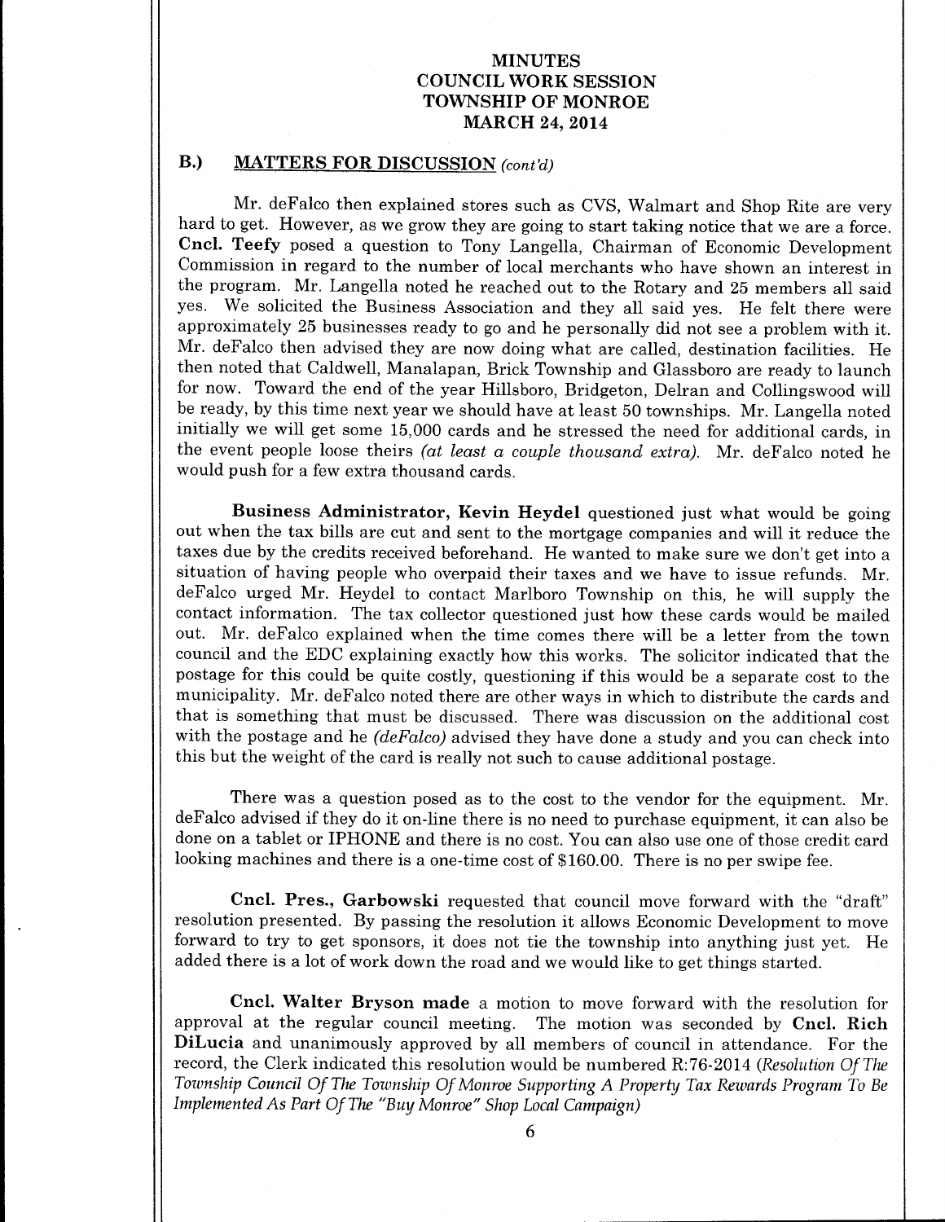# MINUTES
# COUNCIL WORK SESSION
# TOWNSHIP OF MONROE
# MARCH 24, 2014

## B.) MATTERS FOR DISCUSSION *(cont'd)*

Mr. deFalco then explained stores such as CVS, Walmart and Shop Rite are very hard to get. However, as we grow they are going to start taking notice that we are a force. **Cncl. Teefy** posed a question to Tony Langella, Chairman of Economic Development Commission in regard to the number of local merchants who have shown an interest in the program. Mr. Langella noted he reached out to the Rotary and 25 members all said yes. We solicited the Business Association and they all said yes. He felt there were approximately 25 businesses ready to go and he personally did not see a problem with it. Mr. deFalco then advised they are now doing what are called, destination facilities. He then noted that Caldwell, Manalapan, Brick Township and Glassboro are ready to launch for now. Toward the end of the year Hillsboro, Bridgeton, Delran and Collingswood will be ready, by this time next year we should have at least 50 townships. Mr. Langella noted initially we will get some 15,000 cards and he stressed the need for additional cards, in the event people loose theirs *(at least a couple thousand extra)*. Mr. deFalco noted he would push for a few extra thousand cards.

**Business Administrator, Kevin Heydel** questioned just what would be going out when the tax bills are cut and sent to the mortgage companies and will it reduce the taxes due by the credits received beforehand. He wanted to make sure we don't get into a situation of having people who overpaid their taxes and we have to issue refunds. Mr. deFalco urged Mr. Heydel to contact Marlboro Township on this, he will supply the contact information. The tax collector questioned just how these cards would be mailed out. Mr. deFalco explained when the time comes there will be a letter from the town council and the EDC explaining exactly how this works. The solicitor indicated that the postage for this could be quite costly, questioning if this would be a separate cost to the municipality. Mr. deFalco noted there are other ways in which to distribute the cards and that is something that must be discussed. There was discussion on the additional cost with the postage and he *(deFalco)* advised they have done a study and you can check into this but the weight of the card is really not such to cause additional postage.

There was a question posed as to the cost to the vendor for the equipment. Mr. deFalco advised if they do it on-line there is no need to purchase equipment, it can also be done on a tablet or IPHONE and there is no cost. You can also use one of those credit card looking machines and there is a one-time cost of $160.00. There is no per swipe fee.

**Cncl. Pres., Garbowski** requested that council move forward with the "draft" resolution presented. By passing the resolution it allows Economic Development to move forward to try to get sponsors, it does not tie the township into anything just yet. He added there is a lot of work down the road and we would like to get things started.

**Cncl. Walter Bryson made** a motion to move forward with the resolution for approval at the regular council meeting. The motion was seconded by **Cncl. Rich DiLucia** and unanimously approved by all members of council in attendance. For the record, the Clerk indicated this resolution would be numbered R:76-2014 *(Resolution Of The Township Council Of The Township Of Monroe Supporting A Property Tax Rewards Program To Be Implemented As Part Of The "Buy Monroe" Shop Local Campaign)*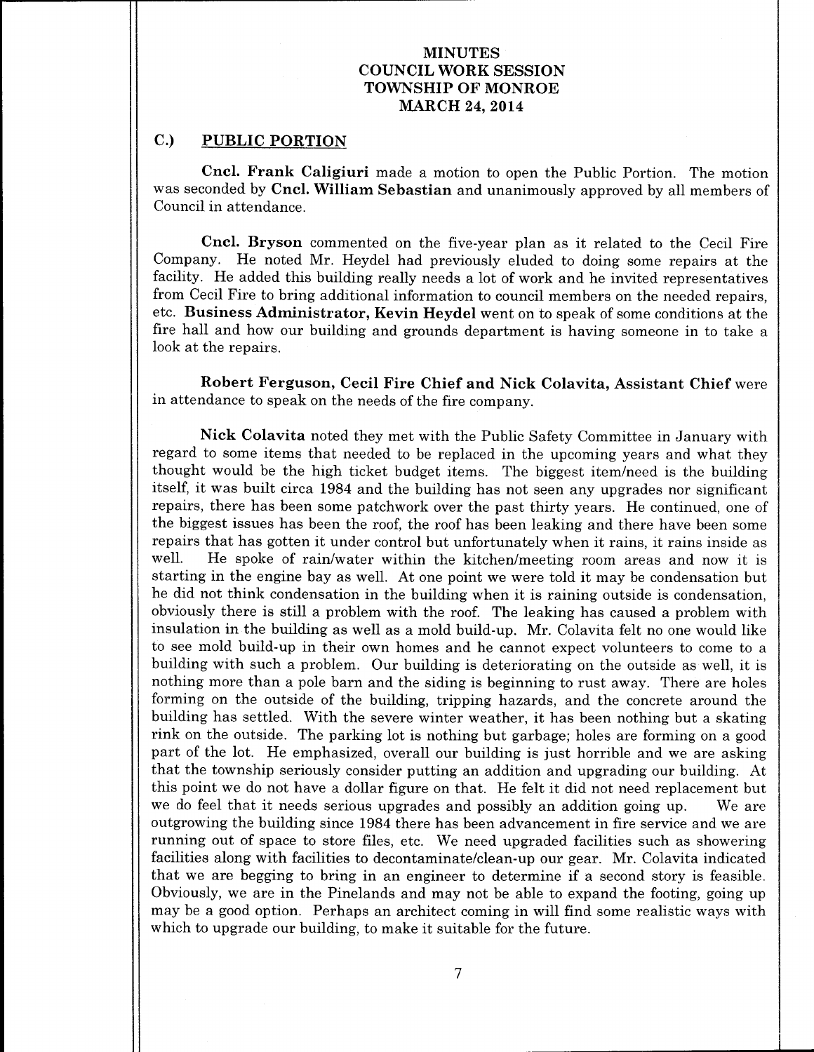# MINUTES
# COUNCIL WORK SESSION
# TOWNSHIP OF MONROE
# MARCH 24, 2014

## C.) PUBLIC PORTION

**Cncl. Frank Caligiuri** made a motion to open the Public Portion. The motion was seconded by **Cncl. William Sebastian** and unanimously approved by all members of Council in attendance.

**Cncl. Bryson** commented on the five-year plan as it related to the Cecil Fire Company. He noted Mr. Heydel had previously eluded to doing some repairs at the facility. He added this building really needs a lot of work and he invited representatives from Cecil Fire to bring additional information to council members on the needed repairs, etc. **Business Administrator, Kevin Heydel** went on to speak of some conditions at the fire hall and how our building and grounds department is having someone in to take a look at the repairs.

**Robert Ferguson, Cecil Fire Chief and Nick Colavita, Assistant Chief** were in attendance to speak on the needs of the fire company.

**Nick Colavita** noted they met with the Public Safety Committee in January with regard to some items that needed to be replaced in the upcoming years and what they thought would be the high ticket budget items. The biggest item/need is the building itself, it was built circa 1984 and the building has not seen any upgrades nor significant repairs, there has been some patchwork over the past thirty years. He continued, one of the biggest issues has been the roof, the roof has been leaking and there have been some repairs that has gotten it under control but unfortunately when it rains, it rains inside as well. He spoke of rain/water within the kitchen/meeting room areas and now it is starting in the engine bay as well. At one point we were told it may be condensation but he did not think condensation in the building when it is raining outside is condensation, obviously there is still a problem with the roof. The leaking has caused a problem with insulation in the building as well as a mold build-up. Mr. Colavita felt no one would like to see mold build-up in their own homes and he cannot expect volunteers to come to a building with such a problem. Our building is deteriorating on the outside as well, it is nothing more than a pole barn and the siding is beginning to rust away. There are holes forming on the outside of the building, tripping hazards, and the concrete around the building has settled. With the severe winter weather, it has been nothing but a skating rink on the outside. The parking lot is nothing but garbage; holes are forming on a good part of the lot. He emphasized, overall our building is just horrible and we are asking that the township seriously consider putting an addition and upgrading our building. At this point we do not have a dollar figure on that. He felt it did not need replacement but we do feel that it needs serious upgrades and possibly an addition going up. We are outgrowing the building since 1984 there has been advancement in fire service and we are running out of space to store files, etc. We need upgraded facilities such as showering facilities along with facilities to decontaminate/clean-up our gear. Mr. Colavita indicated that we are begging to bring in an engineer to determine if a second story is feasible. Obviously, we are in the Pinelands and may not be able to expand the footing, going up may be a good option. Perhaps an architect coming in will find some realistic ways with which to upgrade our building, to make it suitable for the future.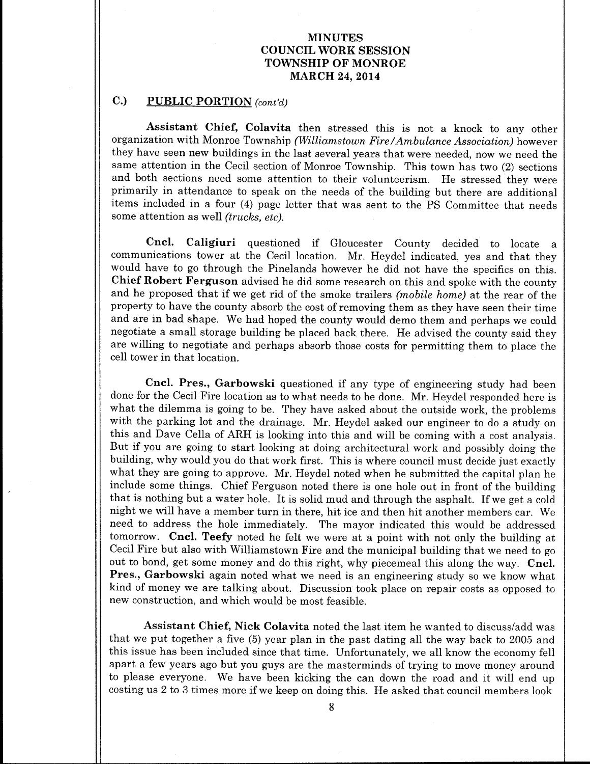# MINUTES
# COUNCIL WORK SESSION
# TOWNSHIP OF MONROE
# MARCH 24, 2014

## C.) PUBLIC PORTION *(cont'd)*

**Assistant Chief, Colavita** then stressed this is not a knock to any other organization with Monroe Township *(Williamstown Fire/Ambulance Association)* however they have seen new buildings in the last several years that were needed, now we need the same attention in the Cecil section of Monroe Township. This town has two (2) sections and both sections need some attention to their volunteerism. He stressed they were primarily in attendance to speak on the needs of the building but there are additional items included in a four (4) page letter that was sent to the PS Committee that needs some attention as well *(trucks, etc)*.

**Cncl. Caligiuri** questioned if Gloucester County decided to locate a communications tower at the Cecil location. Mr. Heydel indicated, yes and that they would have to go through the Pinelands however he did not have the specifics on this. **Chief Robert Ferguson** advised he did some research on this and spoke with the county and he proposed that if we get rid of the smoke trailers *(mobile home)* at the rear of the property to have the county absorb the cost of removing them as they have seen their time and are in bad shape. We had hoped the county would demo them and perhaps we could negotiate a small storage building be placed back there. He advised the county said they are willing to negotiate and perhaps absorb those costs for permitting them to place the cell tower in that location.

**Cncl. Pres., Garbowski** questioned if any type of engineering study had been done for the Cecil Fire location as to what needs to be done. Mr. Heydel responded here is what the dilemma is going to be. They have asked about the outside work, the problems with the parking lot and the drainage. Mr. Heydel asked our engineer to do a study on this and Dave Cella of ARH is looking into this and will be coming with a cost analysis. But if you are going to start looking at doing architectural work and possibly doing the building, why would you do that work first. This is where council must decide just exactly what they are going to approve. Mr. Heydel noted when he submitted the capital plan he include some things. Chief Ferguson noted there is one hole out in front of the building that is nothing but a water hole. It is solid mud and through the asphalt. If we get a cold night we will have a member turn in there, hit ice and then hit another members car. We need to address the hole immediately. The mayor indicated this would be addressed tomorrow. **Cncl. Teefy** noted he felt we were at a point with not only the building at Cecil Fire but also with Williamstown Fire and the municipal building that we need to go out to bond, get some money and do this right, why piecemeal this along the way. **Cncl. Pres., Garbowski** again noted what we need is an engineering study so we know what kind of money we are talking about. Discussion took place on repair costs as opposed to new construction, and which would be most feasible.

**Assistant Chief, Nick Colavita** noted the last item he wanted to discuss/add was that we put together a five (5) year plan in the past dating all the way back to 2005 and this issue has been included since that time. Unfortunately, we all know the economy fell apart a few years ago but you guys are the masterminds of trying to move money around to please everyone. We have been kicking the can down the road and it will end up costing us 2 to 3 times more if we keep on doing this. He asked that council members look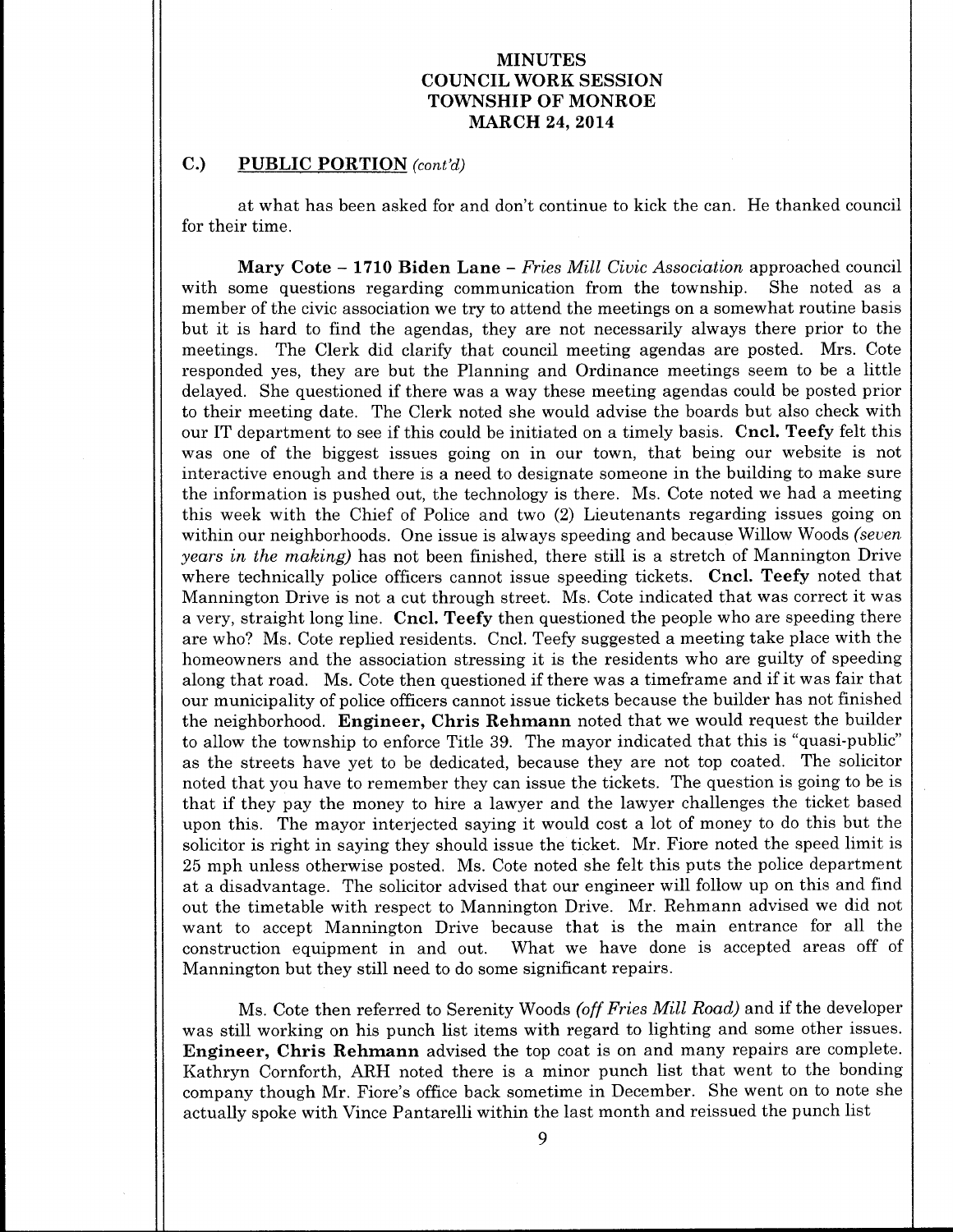# MINUTES
# COUNCIL WORK SESSION
# TOWNSHIP OF MONROE
# MARCH 24, 2014

## C.) PUBLIC PORTION *(cont'd)*

at what has been asked for and don't continue to kick the can. He thanked council for their time.

**Mary Cote – 1710 Biden Lane** – *Fries Mill Civic Association* approached council with some questions regarding communication from the township. She noted as a member of the civic association we try to attend the meetings on a somewhat routine basis but it is hard to find the agendas, they are not necessarily always there prior to the meetings. The Clerk did clarify that council meeting agendas are posted. Mrs. Cote responded yes, they are but the Planning and Ordinance meetings seem to be a little delayed. She questioned if there was a way these meeting agendas could be posted prior to their meeting date. The Clerk noted she would advise the boards but also check with our IT department to see if this could be initiated on a timely basis. **Cncl. Teefy** felt this was one of the biggest issues going on in our town, that being our website is not interactive enough and there is a need to designate someone in the building to make sure the information is pushed out, the technology is there. Ms. Cote noted we had a meeting this week with the Chief of Police and two (2) Lieutenants regarding issues going on within our neighborhoods. One issue is always speeding and because Willow Woods *(seven years in the making)* has not been finished, there still is a stretch of Mannington Drive where technically police officers cannot issue speeding tickets. **Cncl. Teefy** noted that Mannington Drive is not a cut through street. Ms. Cote indicated that was correct it was a very, straight long line. **Cncl. Teefy** then questioned the people who are speeding there are who? Ms. Cote replied residents. Cncl. Teefy suggested a meeting take place with the homeowners and the association stressing it is the residents who are guilty of speeding along that road. Ms. Cote then questioned if there was a timeframe and if it was fair that our municipality of police officers cannot issue tickets because the builder has not finished the neighborhood. **Engineer, Chris Rehmann** noted that we would request the builder to allow the township to enforce Title 39. The mayor indicated that this is "quasi-public" as the streets have yet to be dedicated, because they are not top coated. The solicitor noted that you have to remember they can issue the tickets. The question is going to be is that if they pay the money to hire a lawyer and the lawyer challenges the ticket based upon this. The mayor interjected saying it would cost a lot of money to do this but the solicitor is right in saying they should issue the ticket. Mr. Fiore noted the speed limit is 25 mph unless otherwise posted. Ms. Cote noted she felt this puts the police department at a disadvantage. The solicitor advised that our engineer will follow up on this and find out the timetable with respect to Mannington Drive. Mr. Rehmann advised we did not want to accept Mannington Drive because that is the main entrance for all the construction equipment in and out. What we have done is accepted areas off of Mannington but they still need to do some significant repairs.

Ms. Cote then referred to Serenity Woods *(off Fries Mill Road)* and if the developer was still working on his punch list items with regard to lighting and some other issues. **Engineer, Chris Rehmann** advised the top coat is on and many repairs are complete. Kathryn Cornforth, ARH noted there is a minor punch list that went to the bonding company though Mr. Fiore's office back sometime in December. She went on to note she actually spoke with Vince Pantarelli within the last month and reissued the punch list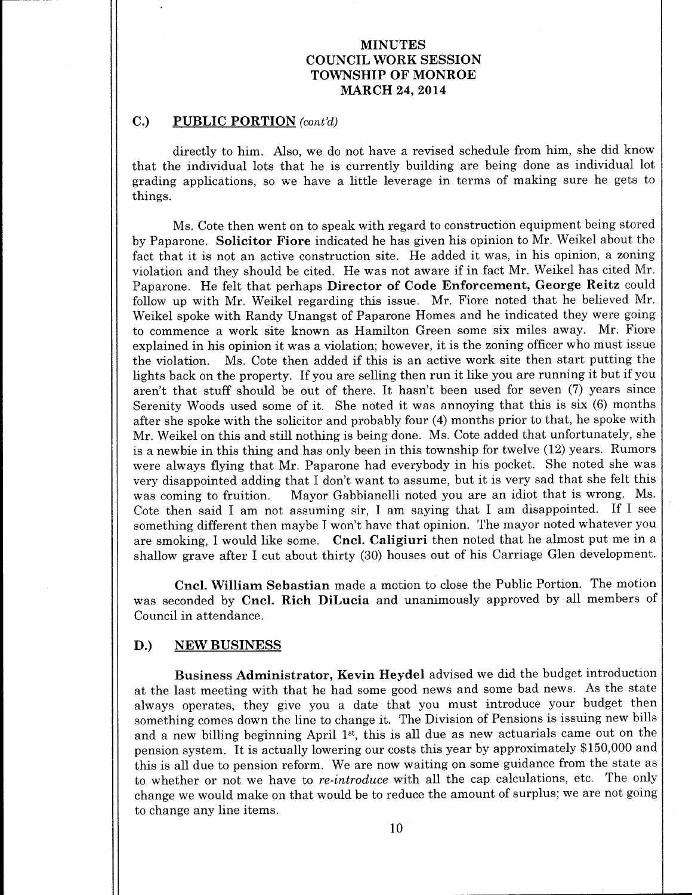# MINUTES
# COUNCIL WORK SESSION
# TOWNSHIP OF MONROE
# MARCH 24, 2014

## C.) PUBLIC PORTION *(cont'd)*

directly to him. Also, we do not have a revised schedule from him, she did know that the individual lots that he is currently building are being done as individual lot grading applications, so we have a little leverage in terms of making sure he gets to things.

Ms. Cote then went on to speak with regard to construction equipment being stored by Paparone. **Solicitor Fiore** indicated he has given his opinion to Mr. Weikel about the fact that it is not an active construction site. He added it was, in his opinion, a zoning violation and they should be cited. He was not aware if in fact Mr. Weikel has cited Mr. Paparone. He felt that perhaps **Director of Code Enforcement, George Reitz** could follow up with Mr. Weikel regarding this issue. Mr. Fiore noted that he believed Mr. Weikel spoke with Randy Unangst of Paparone Homes and he indicated they were going to commence a work site known as Hamilton Green some six miles away. Mr. Fiore explained in his opinion it was a violation; however, it is the zoning officer who must issue the violation. Ms. Cote then added if this is an active work site then start putting the lights back on the property. If you are selling then run it like you are running it but if you aren't that stuff should be out of there. It hasn't been used for seven (7) years since Serenity Woods used some of it. She noted it was annoying that this is six (6) months after she spoke with the solicitor and probably four (4) months prior to that, he spoke with Mr. Weikel on this and still nothing is being done. Ms. Cote added that unfortunately, she is a newbie in this thing and has only been in this township for twelve (12) years. Rumors were always flying that Mr. Paparone had everybody in his pocket. She noted she was very disappointed adding that I don't want to assume, but it is very sad that she felt this was coming to fruition. Mayor Gabbianelli noted you are an idiot that is wrong. Ms. Cote then said I am not assuming sir, I am saying that I am disappointed. If I see something different then maybe I won't have that opinion. The mayor noted whatever you are smoking, I would like some. **Cncl. Caligiuri** then noted that he almost put me in a shallow grave after I cut about thirty (30) houses out of his Carriage Glen development.

**Cncl. William Sebastian** made a motion to close the Public Portion. The motion was seconded by **Cncl. Rich DiLucia** and unanimously approved by all members of Council in attendance.

## D.) NEW BUSINESS

**Business Administrator, Kevin Heydel** advised we did the budget introduction at the last meeting with that he had some good news and some bad news. As the state always operates, they give you a date that you must introduce your budget then something comes down the line to change it. The Division of Pensions is issuing new bills and a new billing beginning April 1st, this is all due as new actuarials came out on the pension system. It is actually lowering our costs this year by approximately $150,000 and this is all due to pension reform. We are now waiting on some guidance from the state as to whether or not we have to *re-introduce* with all the cap calculations, etc. The only change we would make on that would be to reduce the amount of surplus; we are not going to change any line items.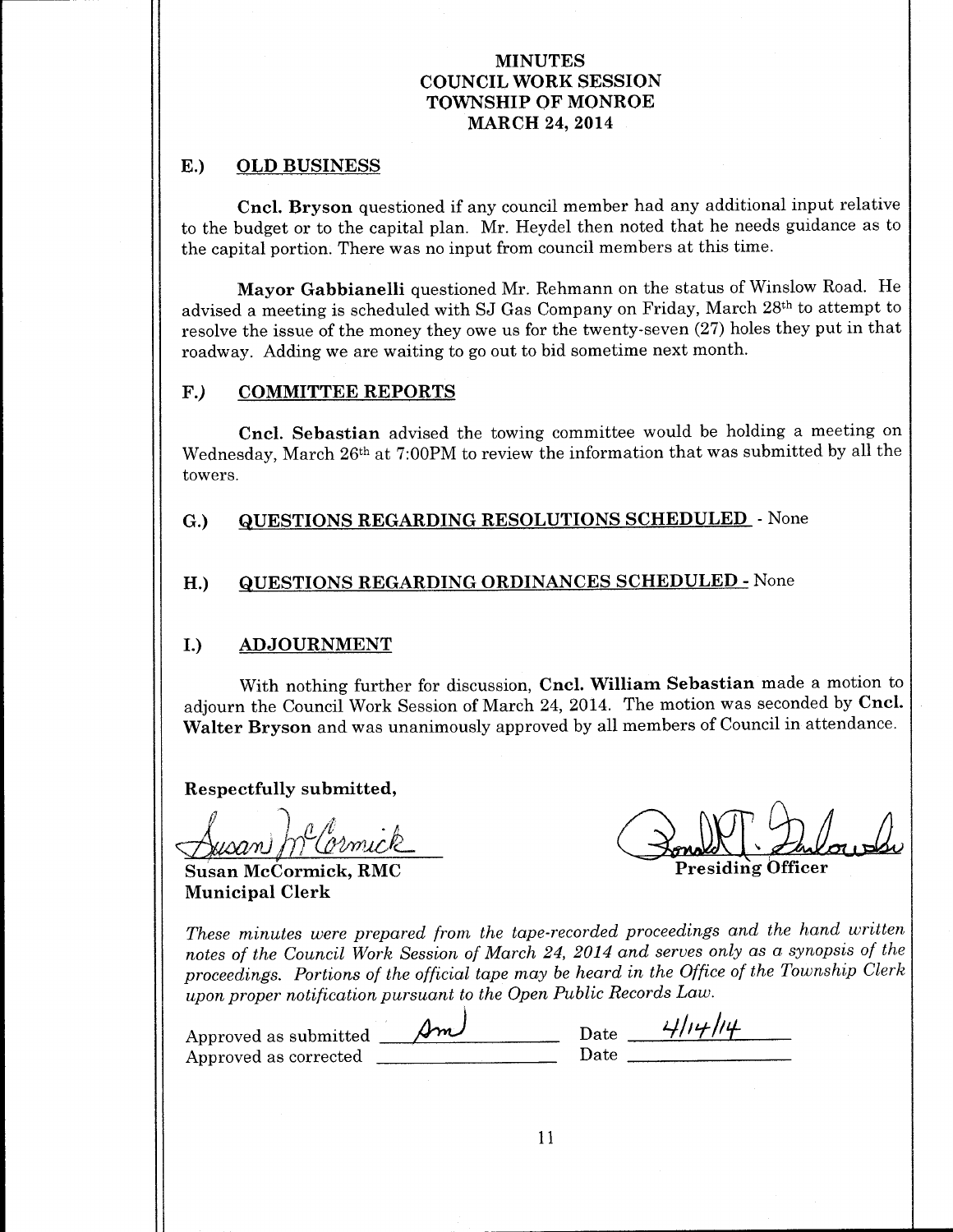# MINUTES
# COUNCIL WORK SESSION
# TOWNSHIP OF MONROE
# MARCH 24, 2014

## E.) OLD BUSINESS

**Cncl. Bryson** questioned if any council member had any additional input relative to the budget or to the capital plan. Mr. Heydel then noted that he needs guidance as to the capital portion. There was no input from council members at this time.

**Mayor Gabbianelli** questioned Mr. Rehmann on the status of Winslow Road. He advised a meeting is scheduled with SJ Gas Company on Friday, March 28th to attempt to resolve the issue of the money they owe us for the twenty-seven (27) holes they put in that roadway. Adding we are waiting to go out to bid sometime next month.

## F.) COMMITTEE REPORTS

**Cncl. Sebastian** advised the towing committee would be holding a meeting on Wednesday, March 26th at 7:00PM to review the information that was submitted by all the towers.

## G.) QUESTIONS REGARDING RESOLUTIONS SCHEDULED - None

## H.) QUESTIONS REGARDING ORDINANCES SCHEDULED - None

## I.) ADJOURNMENT

With nothing further for discussion, **Cncl. William Sebastian** made a motion to adjourn the Council Work Session of March 24, 2014. The motion was seconded by **Cncl. Walter Bryson** and was unanimously approved by all members of Council in attendance.

**Respectfully submitted,**

*Susan McCormick*

**Susan McCormick, RMC**
**Municipal Clerk**

*Ronald T. Dukowski*

**Presiding Officer**

*These minutes were prepared from the tape-recorded proceedings and the hand written notes of the Council Work Session of March 24, 2014 and serves only as a synopsis of the proceedings. Portions of the official tape may be heard in the Office of the Township Clerk upon proper notification pursuant to the Open Public Records Law.*

Approved as submitted Sm Date 4/14/14
Approved as corrected ______________ Date ______________